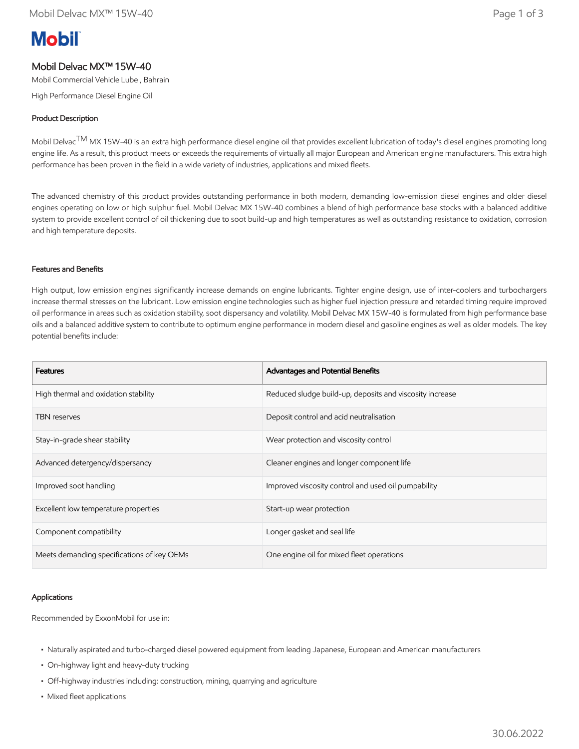# Mobil Delvac MX™ 15W-40

Mobil Commercial Vehicle Lube , Bahrain

High Performance Diesel Engine Oil

## Product Description

Mobil Delvac™ MX 15W-40 is an extra high performance diesel engine oil that provides excellent lubrication of today's diesel engines promoting long engine life. As a result, this product meets or exceeds the requirements of virtually all major European and American engine manufacturers. This extra high performance has been proven in the field in a wide variety of industries, applications and mixed fleets.

The advanced chemistry of this product provides outstanding performance in both modern, demanding low-emission diesel engines and older diesel engines operating on low or high sulphur fuel. Mobil Delvac MX 15W-40 combines a blend of high performance base stocks with a balanced additive system to provide excellent control of oil thickening due to soot build-up and high temperatures as well as outstanding resistance to oxidation, corrosion and high temperature deposits.

## Features and Benefits

High output, low emission engines significantly increase demands on engine lubricants. Tighter engine design, use of inter-coolers and turbochargers increase thermal stresses on the lubricant. Low emission engine technologies such as higher fuel injection pressure and retarded timing require improved oil performance in areas such as oxidation stability, soot dispersancy and volatility. Mobil Delvac MX 15W-40 is formulated from high performance base oils and a balanced additive system to contribute to optimum engine performance in modern diesel and gasoline engines as well as older models. The key potential benefits include:

| Features | Advantages and Potential Benefits |
|---|---|
| High thermal and oxidation stability | Reduced sludge build-up, deposits and viscosity increase |
| TBN reserves | Deposit control and acid neutralisation |
| Stay-in-grade shear stability | Wear protection and viscosity control |
| Advanced detergency/dispersancy | Cleaner engines and longer component life |
| Improved soot handling | Improved viscosity control and used oil pumpability |
| Excellent low temperature properties | Start-up wear protection |
| Component compatibility | Longer gasket and seal life |
| Meets demanding specifications of key OEMs | One engine oil for mixed fleet operations |

## Applications

Recommended by ExxonMobil for use in:

- Naturally aspirated and turbo-charged diesel powered equipment from leading Japanese, European and American manufacturers
- On-highway light and heavy-duty trucking
- Off-highway industries including: construction, mining, quarrying and agriculture
- Mixed fleet applications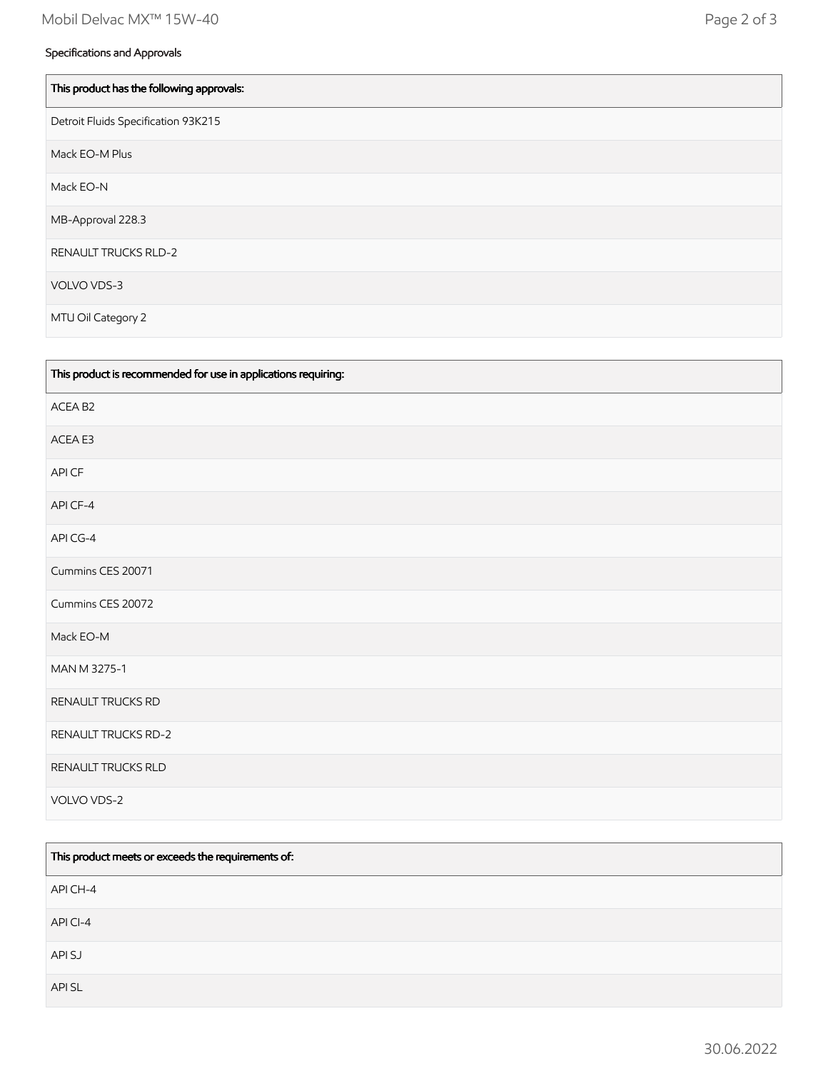## Specifications and Approvals

| This product has the following approvals: |
| --- |
| Detroit Fluids Specification 93K215 |
| Mack EO-M Plus |
| Mack EO-N |
| MB-Approval 228.3 |
| RENAULT TRUCKS RLD-2 |
| VOLVO VDS-3 |
| MTU Oil Category 2 |

| This product is recommended for use in applications requiring: |
| --- |
| ACEA B2 |
| ACEA E3 |
| API CF |
| API CF-4 |
| API CG-4 |
| Cummins CES 20071 |
| Cummins CES 20072 |
| Mack EO-M |
| MAN M 3275-1 |
| RENAULT TRUCKS RD |
| RENAULT TRUCKS RD-2 |
| RENAULT TRUCKS RLD |
| VOLVO VDS-2 |

| This product meets or exceeds the requirements of: |
| --- |
| API CH-4 |
| API CI-4 |
| API SJ |
| API SL |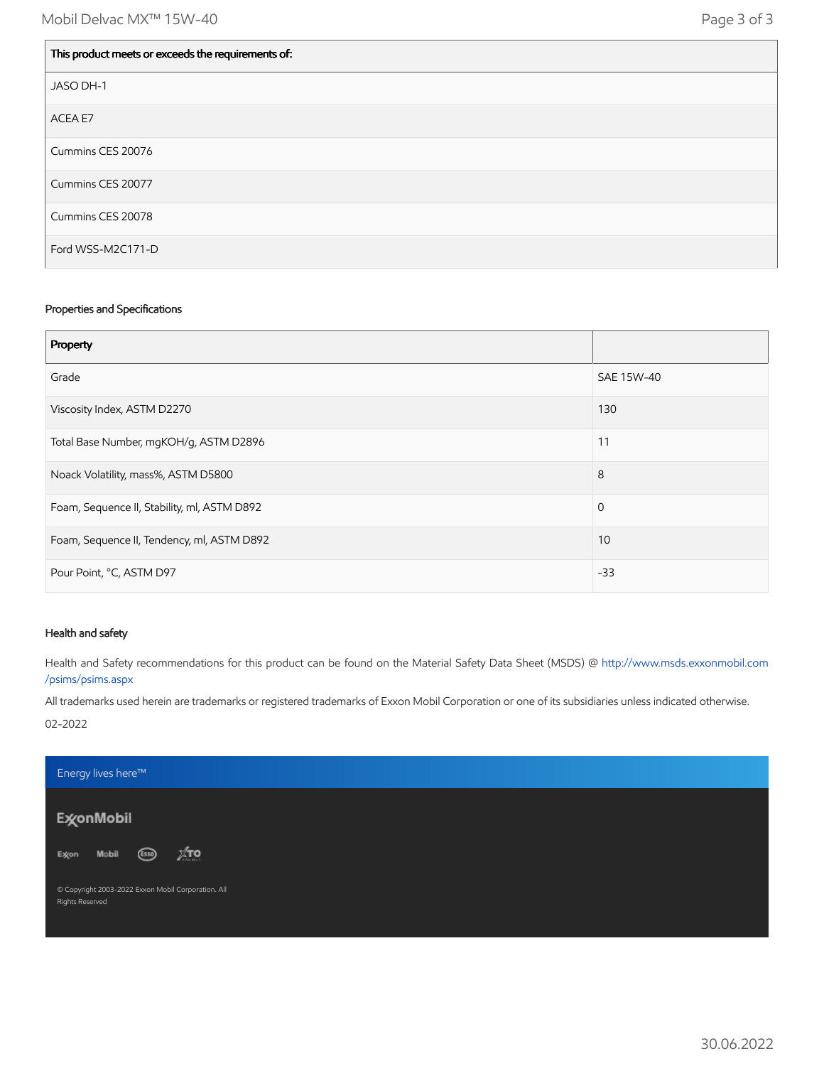| This product meets or exceeds the requirements of: |
| --- |
| JASO DH-1 |
| ACEA E7 |
| Cummins CES 20076 |
| Cummins CES 20077 |
| Cummins CES 20078 |
| Ford WSS-M2C171-D |

### Properties and Specifications

| Property | |
| --- | --- |
| Grade | SAE 15W-40 |
| Viscosity Index, ASTM D2270 | 130 |
| Total Base Number, mgKOH/g, ASTM D2896 | 11 |
| Noack Volatility, mass%, ASTM D5800 | 8 |
| Foam, Sequence II, Stability, ml, ASTM D892 | 0 |
| Foam, Sequence II, Tendency, ml, ASTM D892 | 10 |
| Pour Point, °C, ASTM D97 | -33 |

### Health and safety

Health and Safety recommendations for this product can be found on the Material Safety Data Sheet (MSDS) @ http://www.msds.exxonmobil.com/psims/psims.aspx

All trademarks used herein are trademarks or registered trademarks of Exxon Mobil Corporation or one of its subsidiaries unless indicated otherwise.

02-2022

Energy lives here™

ExxonMobil

Exxon Mobil Esso XTO

© Copyright 2003-2022 Exxon Mobil Corporation. All Rights Reserved

30.06.2022